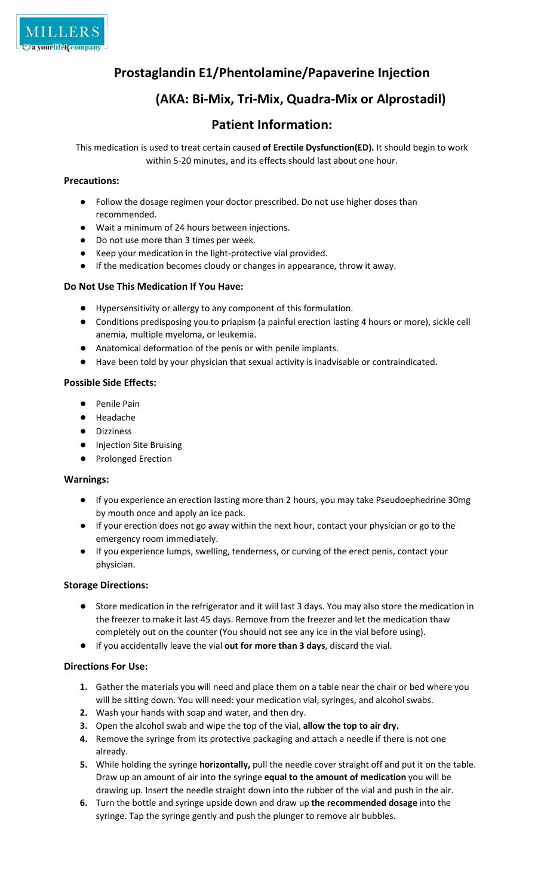# Prostaglandin E1/Phentolamine/Papaverine Injection

## (AKA: Bi-Mix, Tri-Mix, Quadra-Mix or Alprostadil)

## Patient Information:

This medication is used to treat certain caused **of Erectile Dysfunction(ED).** It should begin to work within 5-20 minutes, and its effects should last about one hour.

### Precautions:

- Follow the dosage regimen your doctor prescribed. Do not use higher doses than recommended.
- Wait a minimum of 24 hours between injections.
- Do not use more than 3 times per week.
- Keep your medication in the light-protective vial provided.
- If the medication becomes cloudy or changes in appearance, throw it away.

### Do Not Use This Medication If You Have:

- Hypersensitivity or allergy to any component of this formulation.
- Conditions predisposing you to priapism (a painful erection lasting 4 hours or more), sickle cell anemia, multiple myeloma, or leukemia.
- Anatomical deformation of the penis or with penile implants.
- Have been told by your physician that sexual activity is inadvisable or contraindicated.

### Possible Side Effects:

- Penile Pain
- Headache
- Dizziness
- Injection Site Bruising
- Prolonged Erection

### Warnings:

- If you experience an erection lasting more than 2 hours, you may take Pseudoephedrine 30mg by mouth once and apply an ice pack.
- If your erection does not go away within the next hour, contact your physician or go to the emergency room immediately.
- If you experience lumps, swelling, tenderness, or curving of the erect penis, contact your physician.

### Storage Directions:

- Store medication in the refrigerator and it will last 3 days. You may also store the medication in the freezer to make it last 45 days. Remove from the freezer and let the medication thaw completely out on the counter (You should not see any ice in the vial before using).
- If you accidentally leave the vial **out for more than 3 days**, discard the vial.

### Directions For Use:

1. Gather the materials you will need and place them on a table near the chair or bed where you will be sitting down. You will need: your medication vial, syringes, and alcohol swabs.
2. Wash your hands with soap and water, and then dry.
3. Open the alcohol swab and wipe the top of the vial, **allow the top to air dry.**
4. Remove the syringe from its protective packaging and attach a needle if there is not one already.
5. While holding the syringe **horizontally,** pull the needle cover straight off and put it on the table. Draw up an amount of air into the syringe **equal to the amount of medication** you will be drawing up. Insert the needle straight down into the rubber of the vial and push in the air.
6. Turn the bottle and syringe upside down and draw up **the recommended dosage** into the syringe. Tap the syringe gently and push the plunger to remove air bubbles.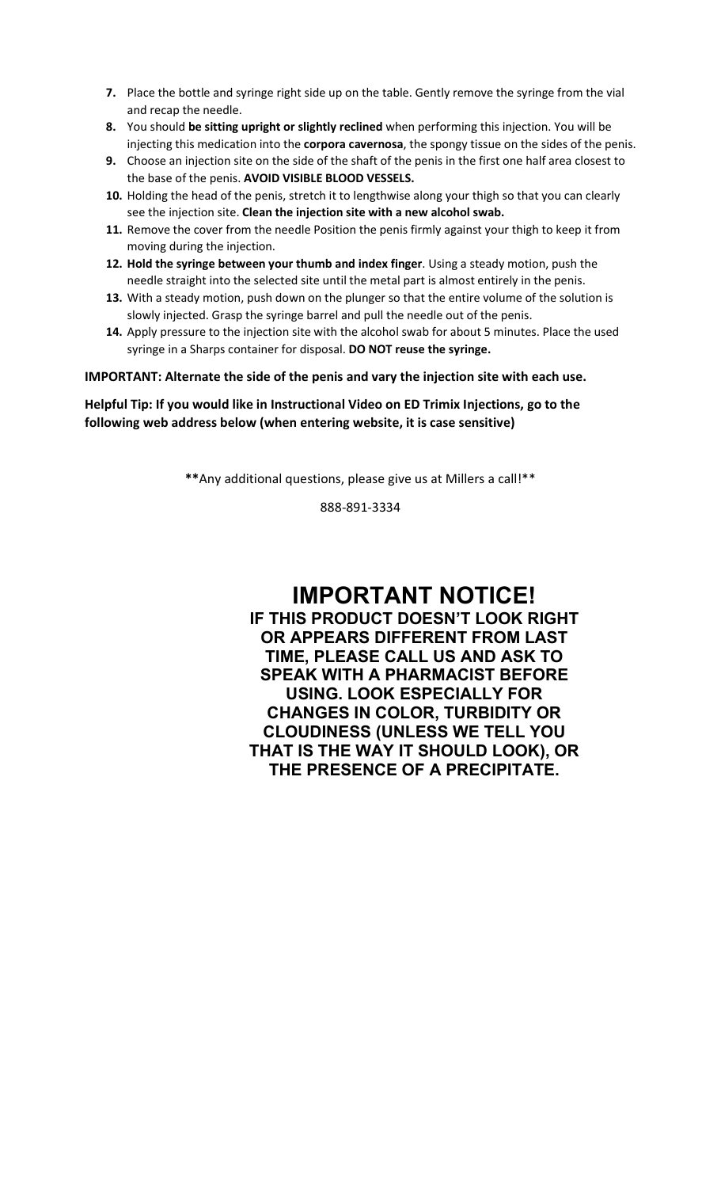7. Place the bottle and syringe right side up on the table. Gently remove the syringe from the vial and recap the needle.
8. You should **be sitting upright or slightly reclined** when performing this injection. You will be injecting this medication into the **corpora cavernosa**, the spongy tissue on the sides of the penis.
9. Choose an injection site on the side of the shaft of the penis in the first one half area closest to the base of the penis. **AVOID VISIBLE BLOOD VESSELS.**
10. Holding the head of the penis, stretch it to lengthwise along your thigh so that you can clearly see the injection site. **Clean the injection site with a new alcohol swab.**
11. Remove the cover from the needle Position the penis firmly against your thigh to keep it from moving during the injection.
12. **Hold the syringe between your thumb and index finger**. Using a steady motion, push the needle straight into the selected site until the metal part is almost entirely in the penis.
13. With a steady motion, push down on the plunger so that the entire volume of the solution is slowly injected. Grasp the syringe barrel and pull the needle out of the penis.
14. Apply pressure to the injection site with the alcohol swab for about 5 minutes. Place the used syringe in a Sharps container for disposal. **DO NOT reuse the syringe.**

**IMPORTANT: Alternate the side of the penis and vary the injection site with each use.**

**Helpful Tip: If you would like in Instructional Video on ED Trimix Injections, go to the following web address below (when entering website, it is case sensitive)**

**Any additional questions, please give us at Millers a call!**

888-891-3334

# IMPORTANT NOTICE!

**IF THIS PRODUCT DOESN'T LOOK RIGHT OR APPEARS DIFFERENT FROM LAST TIME, PLEASE CALL US AND ASK TO SPEAK WITH A PHARMACIST BEFORE USING. LOOK ESPECIALLY FOR CHANGES IN COLOR, TURBIDITY OR CLOUDINESS (UNLESS WE TELL YOU THAT IS THE WAY IT SHOULD LOOK), OR THE PRESENCE OF A PRECIPITATE.**